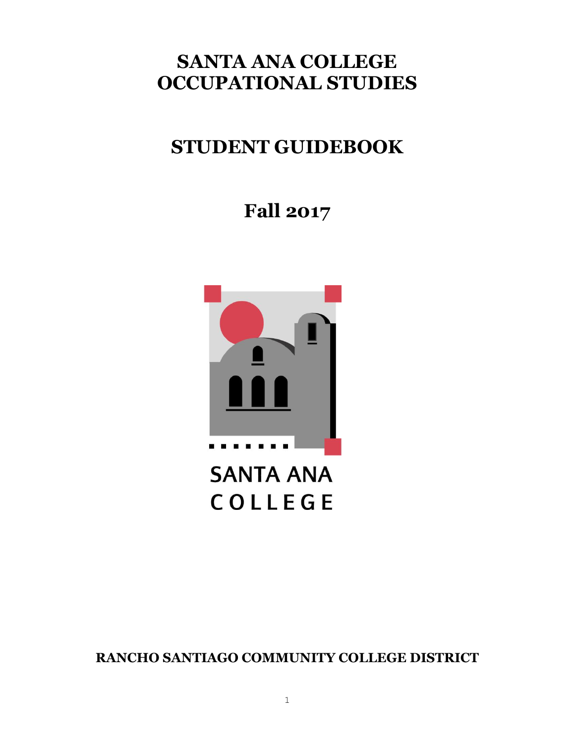# SANTA ANA COLLEGE
# OCCUPATIONAL STUDIES

# STUDENT GUIDEBOOK

## Fall 2017

SANTA ANA
COLLEGE

**RANCHO SANTIAGO COMMUNITY COLLEGE DISTRICT**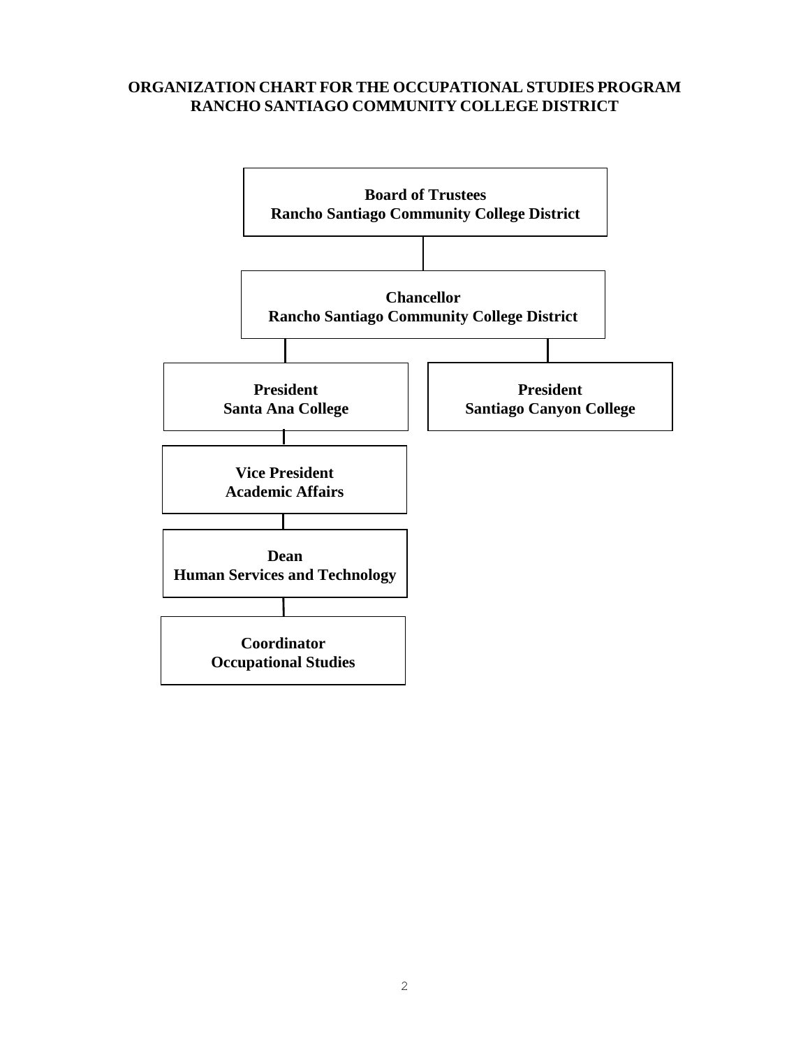# ORGANIZATION CHART FOR THE OCCUPATIONAL STUDIES PROGRAM
# RANCHO SANTIAGO COMMUNITY COLLEGE DISTRICT

**Board of Trustees**
**Rancho Santiago Community College District**

**Chancellor**
**Rancho Santiago Community College District**

**President**
**Santa Ana College**

**President**
**Santiago Canyon College**

**Vice President**
**Academic Affairs**

**Dean**
**Human Services and Technology**

**Coordinator**
**Occupational Studies**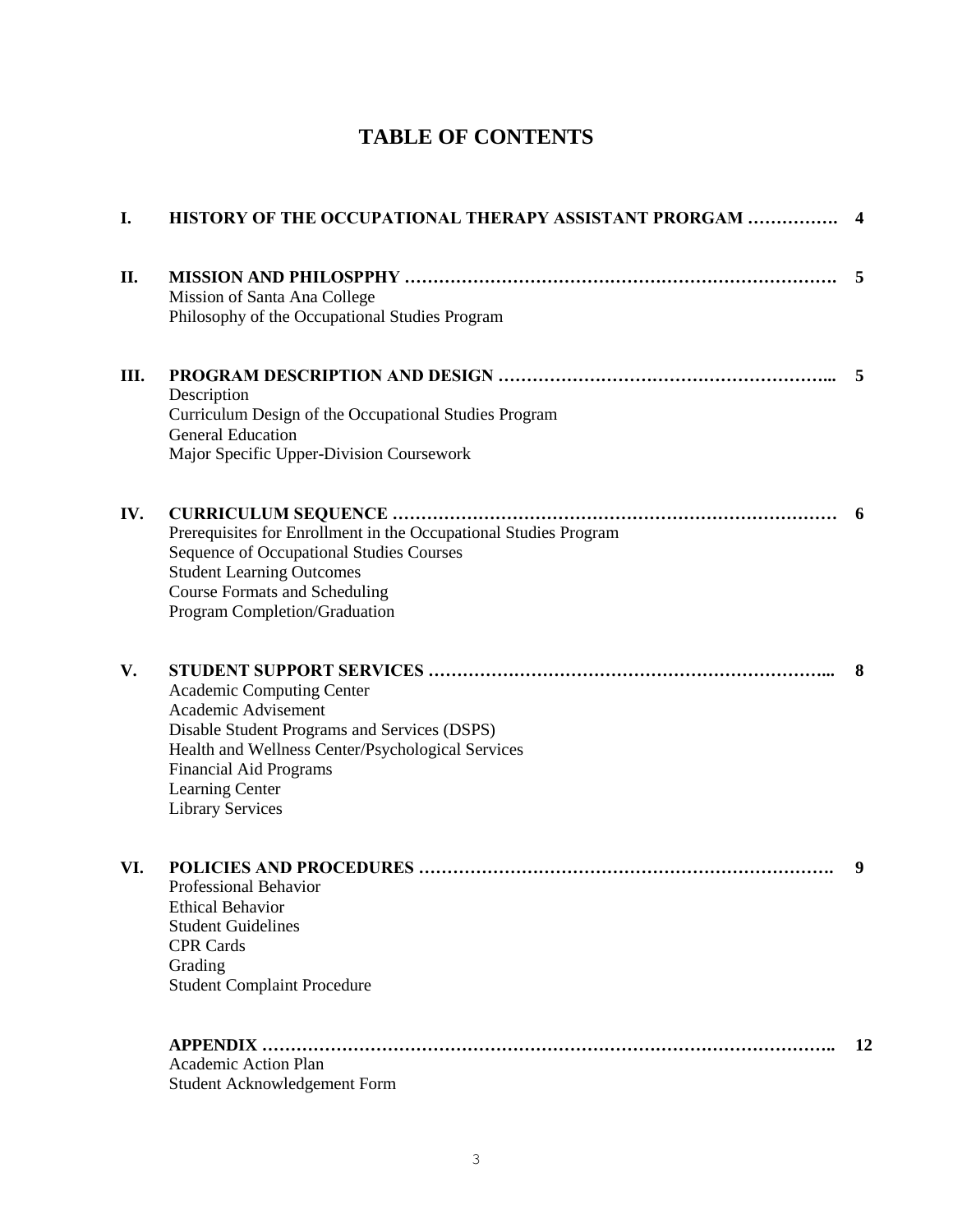# TABLE OF CONTENTS

**I. HISTORY OF THE OCCUPATIONAL THERAPY ASSISTANT PRORGAM ……………. 4**

**II. MISSION AND PHILOSPPHY ………………………………………………………………. 5**

Mission of Santa Ana College
Philosophy of the Occupational Studies Program

**III. PROGRAM DESCRIPTION AND DESIGN ………………………………………………... 5**

Description
Curriculum Design of the Occupational Studies Program
General Education
Major Specific Upper-Division Coursework

**IV. CURRICULUM SEQUENCE …………………………………………………………………… 6**

Prerequisites for Enrollment in the Occupational Studies Program
Sequence of Occupational Studies Courses
Student Learning Outcomes
Course Formats and Scheduling
Program Completion/Graduation

**V. STUDENT SUPPORT SERVICES ……………………………………………………………... 8**

Academic Computing Center
Academic Advisement
Disable Student Programs and Services (DSPS)
Health and Wellness Center/Psychological Services
Financial Aid Programs
Learning Center
Library Services

**VI. POLICIES AND PROCEDURES ……………………………………………………………. 9**

Professional Behavior
Ethical Behavior
Student Guidelines
CPR Cards
Grading
Student Complaint Procedure

**APPENDIX ……………………………………………………………………………………….. 12**

Academic Action Plan
Student Acknowledgement Form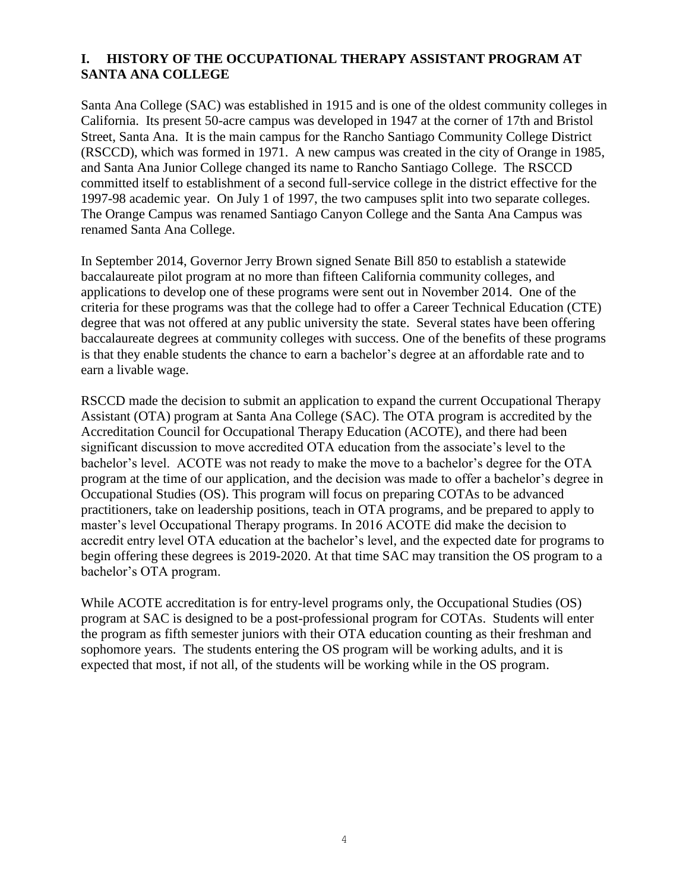## I. HISTORY OF THE OCCUPATIONAL THERAPY ASSISTANT PROGRAM AT SANTA ANA COLLEGE

Santa Ana College (SAC) was established in 1915 and is one of the oldest community colleges in California. Its present 50-acre campus was developed in 1947 at the corner of 17th and Bristol Street, Santa Ana. It is the main campus for the Rancho Santiago Community College District (RSCCD), which was formed in 1971. A new campus was created in the city of Orange in 1985, and Santa Ana Junior College changed its name to Rancho Santiago College. The RSCCD committed itself to establishment of a second full-service college in the district effective for the 1997-98 academic year. On July 1 of 1997, the two campuses split into two separate colleges. The Orange Campus was renamed Santiago Canyon College and the Santa Ana Campus was renamed Santa Ana College.

In September 2014, Governor Jerry Brown signed Senate Bill 850 to establish a statewide baccalaureate pilot program at no more than fifteen California community colleges, and applications to develop one of these programs were sent out in November 2014. One of the criteria for these programs was that the college had to offer a Career Technical Education (CTE) degree that was not offered at any public university the state. Several states have been offering baccalaureate degrees at community colleges with success. One of the benefits of these programs is that they enable students the chance to earn a bachelor's degree at an affordable rate and to earn a livable wage.

RSCCD made the decision to submit an application to expand the current Occupational Therapy Assistant (OTA) program at Santa Ana College (SAC). The OTA program is accredited by the Accreditation Council for Occupational Therapy Education (ACOTE), and there had been significant discussion to move accredited OTA education from the associate's level to the bachelor's level. ACOTE was not ready to make the move to a bachelor's degree for the OTA program at the time of our application, and the decision was made to offer a bachelor's degree in Occupational Studies (OS). This program will focus on preparing COTAs to be advanced practitioners, take on leadership positions, teach in OTA programs, and be prepared to apply to master's level Occupational Therapy programs. In 2016 ACOTE did make the decision to accredit entry level OTA education at the bachelor's level, and the expected date for programs to begin offering these degrees is 2019-2020. At that time SAC may transition the OS program to a bachelor's OTA program.

While ACOTE accreditation is for entry-level programs only, the Occupational Studies (OS) program at SAC is designed to be a post-professional program for COTAs. Students will enter the program as fifth semester juniors with their OTA education counting as their freshman and sophomore years. The students entering the OS program will be working adults, and it is expected that most, if not all, of the students will be working while in the OS program.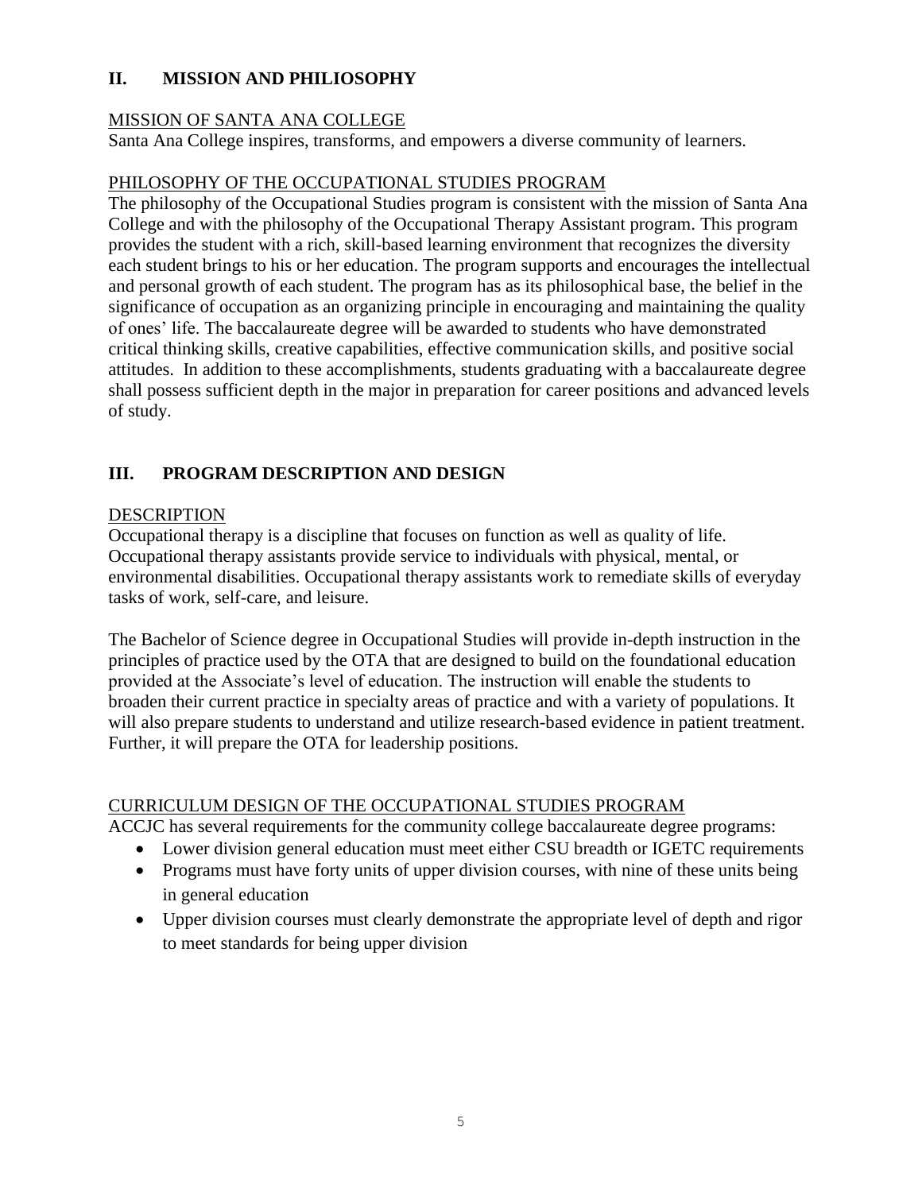## II. MISSION AND PHILIOSOPHY

### MISSION OF SANTA ANA COLLEGE

Santa Ana College inspires, transforms, and empowers a diverse community of learners.

### PHILOSOPHY OF THE OCCUPATIONAL STUDIES PROGRAM

The philosophy of the Occupational Studies program is consistent with the mission of Santa Ana College and with the philosophy of the Occupational Therapy Assistant program. This program provides the student with a rich, skill-based learning environment that recognizes the diversity each student brings to his or her education. The program supports and encourages the intellectual and personal growth of each student. The program has as its philosophical base, the belief in the significance of occupation as an organizing principle in encouraging and maintaining the quality of ones' life. The baccalaureate degree will be awarded to students who have demonstrated critical thinking skills, creative capabilities, effective communication skills, and positive social attitudes. In addition to these accomplishments, students graduating with a baccalaureate degree shall possess sufficient depth in the major in preparation for career positions and advanced levels of study.

## III. PROGRAM DESCRIPTION AND DESIGN

### DESCRIPTION

Occupational therapy is a discipline that focuses on function as well as quality of life. Occupational therapy assistants provide service to individuals with physical, mental, or environmental disabilities. Occupational therapy assistants work to remediate skills of everyday tasks of work, self-care, and leisure.

The Bachelor of Science degree in Occupational Studies will provide in-depth instruction in the principles of practice used by the OTA that are designed to build on the foundational education provided at the Associate's level of education. The instruction will enable the students to broaden their current practice in specialty areas of practice and with a variety of populations. It will also prepare students to understand and utilize research-based evidence in patient treatment. Further, it will prepare the OTA for leadership positions.

### CURRICULUM DESIGN OF THE OCCUPATIONAL STUDIES PROGRAM

ACCJC has several requirements for the community college baccalaureate degree programs:

- Lower division general education must meet either CSU breadth or IGETC requirements
- Programs must have forty units of upper division courses, with nine of these units being in general education
- Upper division courses must clearly demonstrate the appropriate level of depth and rigor to meet standards for being upper division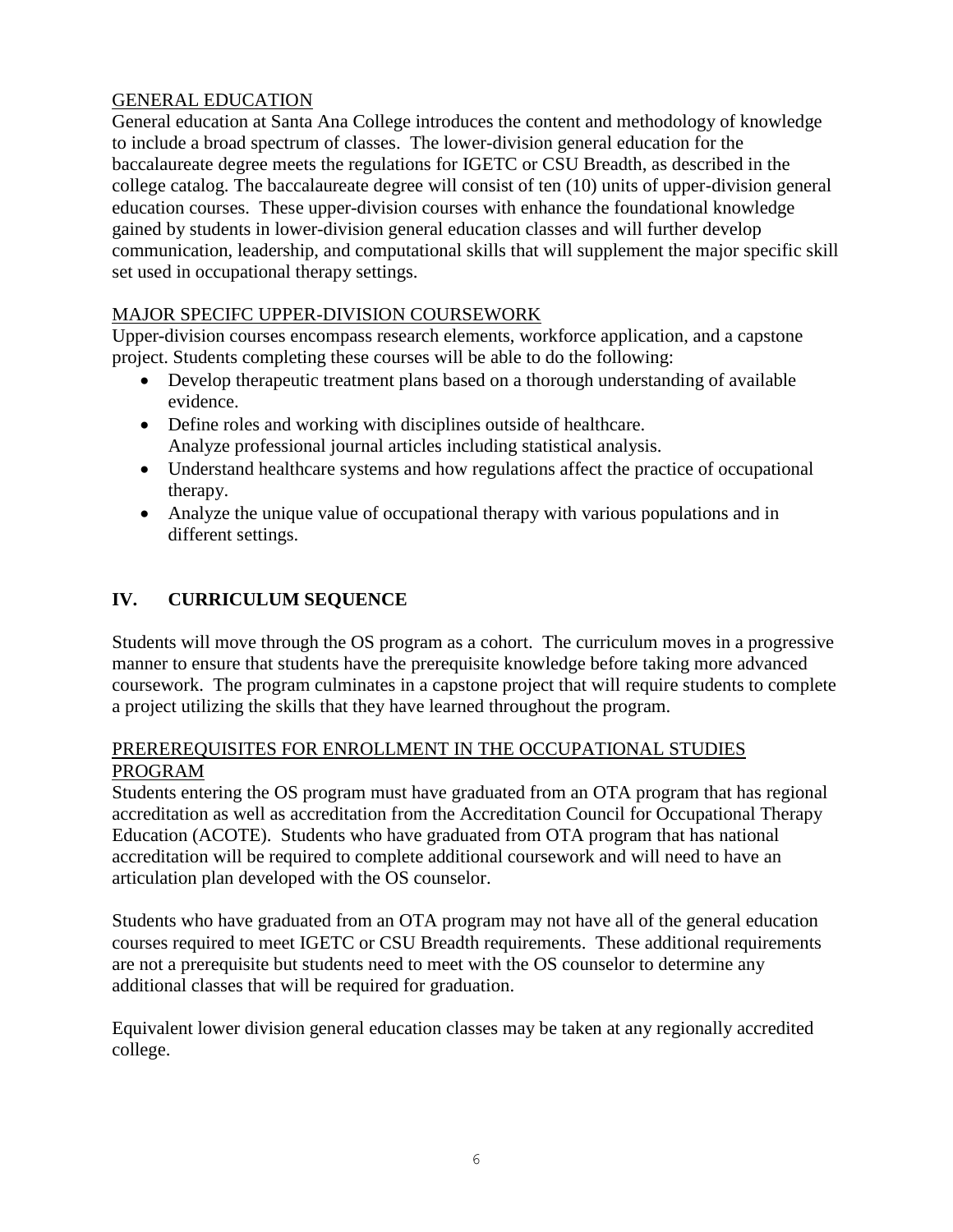GENERAL EDUCATION

General education at Santa Ana College introduces the content and methodology of knowledge to include a broad spectrum of classes. The lower-division general education for the baccalaureate degree meets the regulations for IGETC or CSU Breadth, as described in the college catalog. The baccalaureate degree will consist of ten (10) units of upper-division general education courses. These upper-division courses with enhance the foundational knowledge gained by students in lower-division general education classes and will further develop communication, leadership, and computational skills that will supplement the major specific skill set used in occupational therapy settings.

MAJOR SPECIFC UPPER-DIVISION COURSEWORK

Upper-division courses encompass research elements, workforce application, and a capstone project. Students completing these courses will be able to do the following:

- Develop therapeutic treatment plans based on a thorough understanding of available evidence.
- Define roles and working with disciplines outside of healthcare.
  Analyze professional journal articles including statistical analysis.
- Understand healthcare systems and how regulations affect the practice of occupational therapy.
- Analyze the unique value of occupational therapy with various populations and in different settings.

## IV. CURRICULUM SEQUENCE

Students will move through the OS program as a cohort. The curriculum moves in a progressive manner to ensure that students have the prerequisite knowledge before taking more advanced coursework. The program culminates in a capstone project that will require students to complete a project utilizing the skills that they have learned throughout the program.

PREREREQUISITES FOR ENROLLMENT IN THE OCCUPATIONAL STUDIES PROGRAM

Students entering the OS program must have graduated from an OTA program that has regional accreditation as well as accreditation from the Accreditation Council for Occupational Therapy Education (ACOTE). Students who have graduated from OTA program that has national accreditation will be required to complete additional coursework and will need to have an articulation plan developed with the OS counselor.

Students who have graduated from an OTA program may not have all of the general education courses required to meet IGETC or CSU Breadth requirements. These additional requirements are not a prerequisite but students need to meet with the OS counselor to determine any additional classes that will be required for graduation.

Equivalent lower division general education classes may be taken at any regionally accredited college.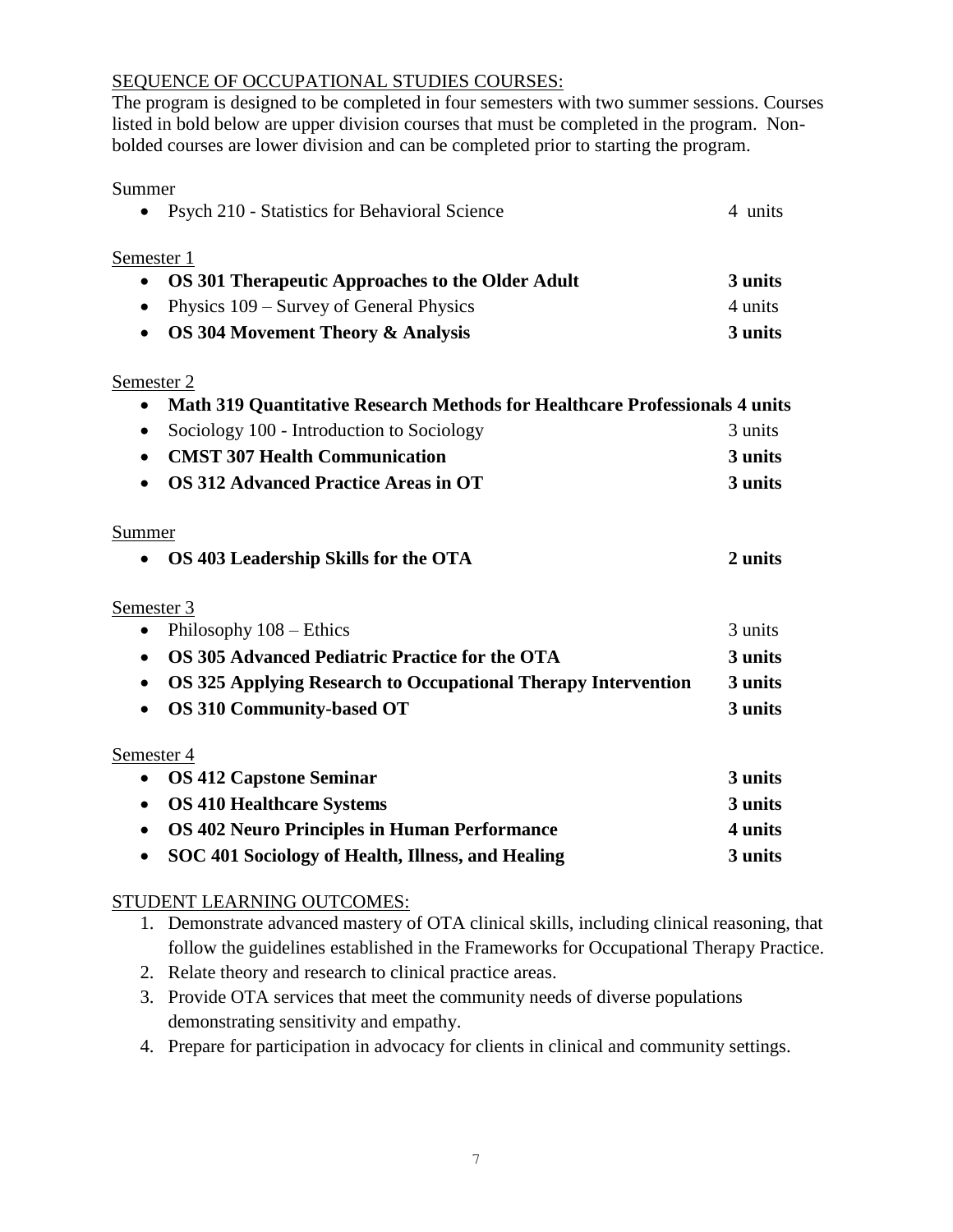## SEQUENCE OF OCCUPATIONAL STUDIES COURSES:

The program is designed to be completed in four semesters with two summer sessions. Courses listed in bold below are upper division courses that must be completed in the program. Non-bolded courses are lower division and can be completed prior to starting the program.

### Summer

- Psych 210 - Statistics for Behavioral Science 4 units

### Semester 1

- **OS 301 Therapeutic Approaches to the Older Adult 3 units**
- Physics 109 – Survey of General Physics 4 units
- **OS 304 Movement Theory & Analysis 3 units**

### Semester 2

- **Math 319 Quantitative Research Methods for Healthcare Professionals 4 units**
- Sociology 100 - Introduction to Sociology 3 units
- **CMST 307 Health Communication 3 units**
- **OS 312 Advanced Practice Areas in OT 3 units**

### Summer

- **OS 403 Leadership Skills for the OTA 2 units**

### Semester 3

- Philosophy 108 – Ethics 3 units
- **OS 305 Advanced Pediatric Practice for the OTA 3 units**
- **OS 325 Applying Research to Occupational Therapy Intervention 3 units**
- **OS 310 Community-based OT 3 units**

### Semester 4

- **OS 412 Capstone Seminar 3 units**
- **OS 410 Healthcare Systems 3 units**
- **OS 402 Neuro Principles in Human Performance 4 units**
- **SOC 401 Sociology of Health, Illness, and Healing 3 units**

## STUDENT LEARNING OUTCOMES:

1. Demonstrate advanced mastery of OTA clinical skills, including clinical reasoning, that follow the guidelines established in the Frameworks for Occupational Therapy Practice.
2. Relate theory and research to clinical practice areas.
3. Provide OTA services that meet the community needs of diverse populations demonstrating sensitivity and empathy.
4. Prepare for participation in advocacy for clients in clinical and community settings.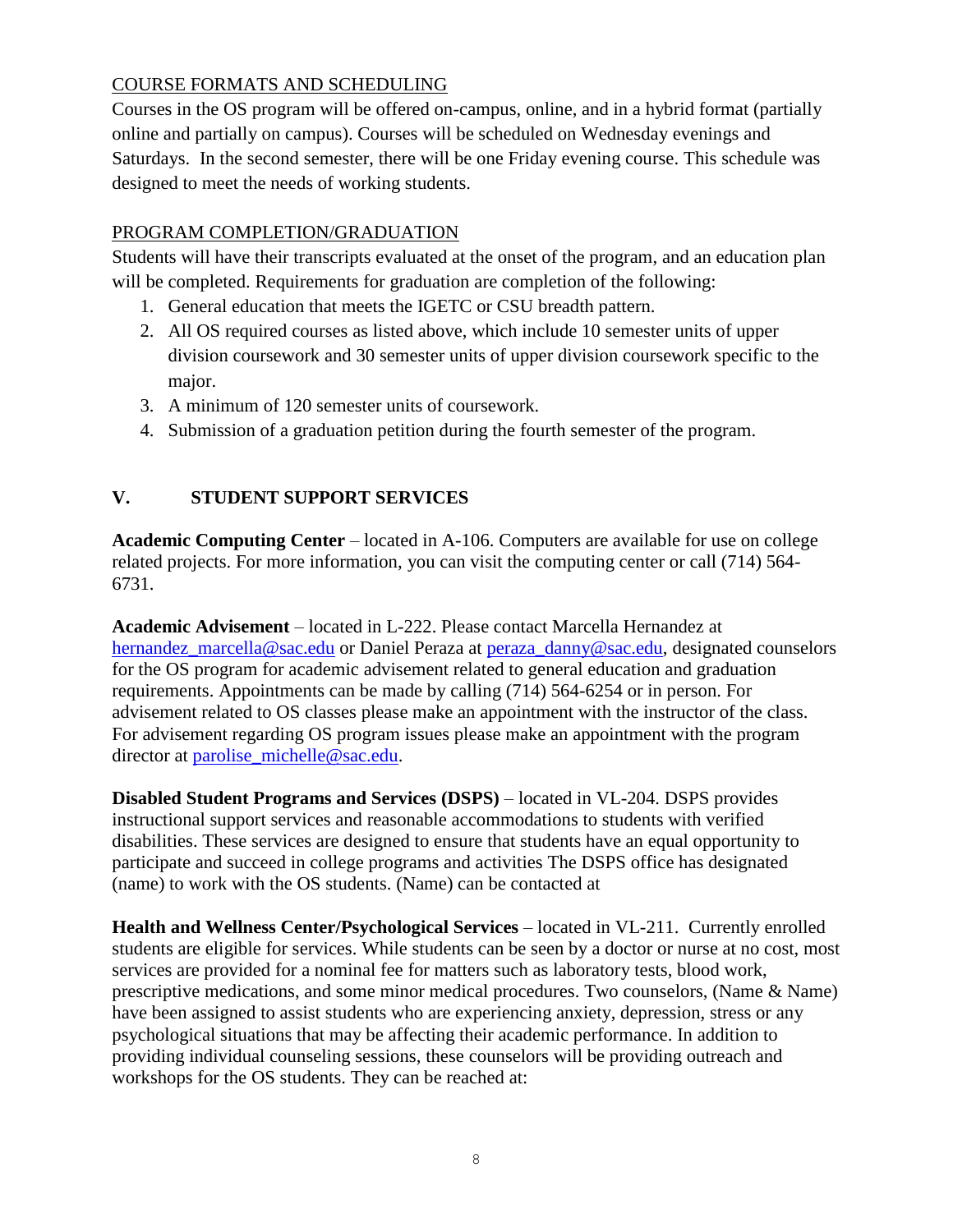COURSE FORMATS AND SCHEDULING

Courses in the OS program will be offered on-campus, online, and in a hybrid format (partially online and partially on campus). Courses will be scheduled on Wednesday evenings and Saturdays.  In the second semester, there will be one Friday evening course. This schedule was designed to meet the needs of working students.

PROGRAM COMPLETION/GRADUATION

Students will have their transcripts evaluated at the onset of the program, and an education plan will be completed. Requirements for graduation are completion of the following:

1. General education that meets the IGETC or CSU breadth pattern.
2. All OS required courses as listed above, which include 10 semester units of upper division coursework and 30 semester units of upper division coursework specific to the major.
3. A minimum of 120 semester units of coursework.
4. Submission of a graduation petition during the fourth semester of the program.

## V. STUDENT SUPPORT SERVICES

**Academic Computing Center** – located in A-106. Computers are available for use on college related projects. For more information, you can visit the computing center or call (714) 564-6731.

**Academic Advisement** – located in L-222. Please contact Marcella Hernandez at hernandez_marcella@sac.edu or Daniel Peraza at peraza_danny@sac.edu, designated counselors for the OS program for academic advisement related to general education and graduation requirements. Appointments can be made by calling (714) 564-6254 or in person. For advisement related to OS classes please make an appointment with the instructor of the class. For advisement regarding OS program issues please make an appointment with the program director at parolise_michelle@sac.edu.

**Disabled Student Programs and Services (DSPS)** – located in VL-204. DSPS provides instructional support services and reasonable accommodations to students with verified disabilities. These services are designed to ensure that students have an equal opportunity to participate and succeed in college programs and activities The DSPS office has designated (name) to work with the OS students. (Name) can be contacted at

**Health and Wellness Center/Psychological Services** – located in VL-211.  Currently enrolled students are eligible for services. While students can be seen by a doctor or nurse at no cost, most services are provided for a nominal fee for matters such as laboratory tests, blood work, prescriptive medications, and some minor medical procedures. Two counselors, (Name & Name) have been assigned to assist students who are experiencing anxiety, depression, stress or any psychological situations that may be affecting their academic performance. In addition to providing individual counseling sessions, these counselors will be providing outreach and workshops for the OS students. They can be reached at: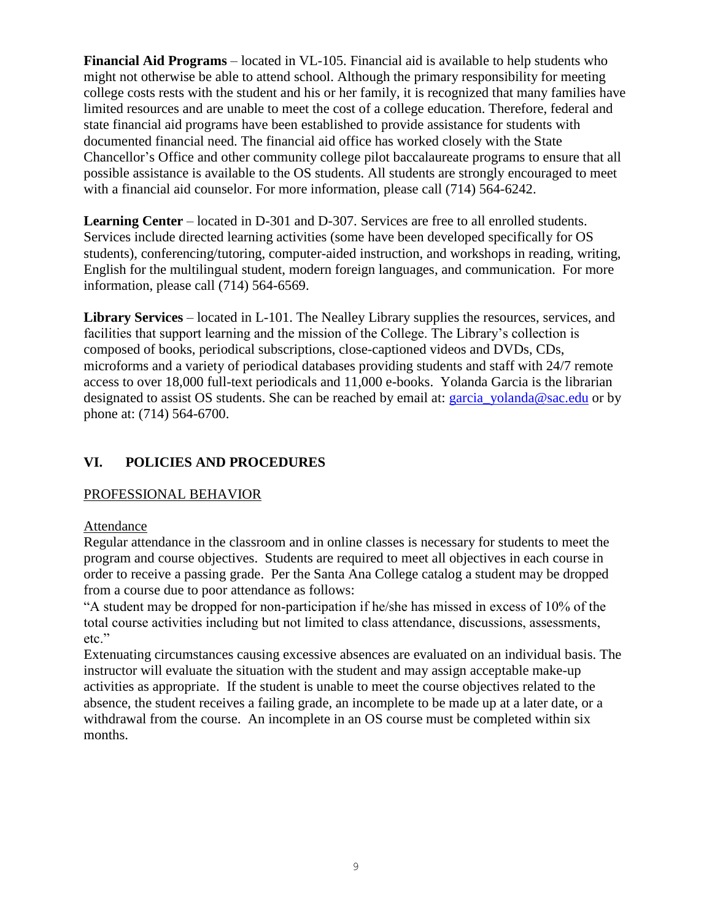**Financial Aid Programs** – located in VL-105. Financial aid is available to help students who might not otherwise be able to attend school. Although the primary responsibility for meeting college costs rests with the student and his or her family, it is recognized that many families have limited resources and are unable to meet the cost of a college education. Therefore, federal and state financial aid programs have been established to provide assistance for students with documented financial need. The financial aid office has worked closely with the State Chancellor's Office and other community college pilot baccalaureate programs to ensure that all possible assistance is available to the OS students. All students are strongly encouraged to meet with a financial aid counselor. For more information, please call (714) 564-6242.

**Learning Center** – located in D-301 and D-307. Services are free to all enrolled students. Services include directed learning activities (some have been developed specifically for OS students), conferencing/tutoring, computer-aided instruction, and workshops in reading, writing, English for the multilingual student, modern foreign languages, and communication. For more information, please call (714) 564-6569.

**Library Services** – located in L-101. The Nealley Library supplies the resources, services, and facilities that support learning and the mission of the College. The Library's collection is composed of books, periodical subscriptions, close-captioned videos and DVDs, CDs, microforms and a variety of periodical databases providing students and staff with 24/7 remote access to over 18,000 full-text periodicals and 11,000 e-books. Yolanda Garcia is the librarian designated to assist OS students. She can be reached by email at: garcia_yolanda@sac.edu or by phone at: (714) 564-6700.

## VI. POLICIES AND PROCEDURES

### PROFESSIONAL BEHAVIOR

#### Attendance

Regular attendance in the classroom and in online classes is necessary for students to meet the program and course objectives. Students are required to meet all objectives in each course in order to receive a passing grade. Per the Santa Ana College catalog a student may be dropped from a course due to poor attendance as follows:

"A student may be dropped for non-participation if he/she has missed in excess of 10% of the total course activities including but not limited to class attendance, discussions, assessments, etc."

Extenuating circumstances causing excessive absences are evaluated on an individual basis. The instructor will evaluate the situation with the student and may assign acceptable make-up activities as appropriate. If the student is unable to meet the course objectives related to the absence, the student receives a failing grade, an incomplete to be made up at a later date, or a withdrawal from the course. An incomplete in an OS course must be completed within six months.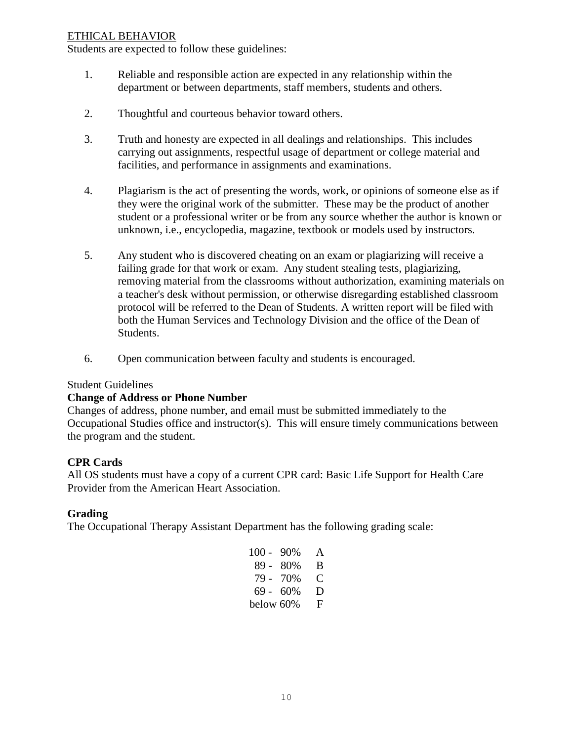## ETHICAL BEHAVIOR

Students are expected to follow these guidelines:

1. Reliable and responsible action are expected in any relationship within the department or between departments, staff members, students and others.

2. Thoughtful and courteous behavior toward others.

3. Truth and honesty are expected in all dealings and relationships. This includes carrying out assignments, respectful usage of department or college material and facilities, and performance in assignments and examinations.

4. Plagiarism is the act of presenting the words, work, or opinions of someone else as if they were the original work of the submitter. These may be the product of another student or a professional writer or be from any source whether the author is known or unknown, i.e., encyclopedia, magazine, textbook or models used by instructors.

5. Any student who is discovered cheating on an exam or plagiarizing will receive a failing grade for that work or exam. Any student stealing tests, plagiarizing, removing material from the classrooms without authorization, examining materials on a teacher's desk without permission, or otherwise disregarding established classroom protocol will be referred to the Dean of Students. A written report will be filed with both the Human Services and Technology Division and the office of the Dean of Students.

6. Open communication between faculty and students is encouraged.

## Student Guidelines

### Change of Address or Phone Number

Changes of address, phone number, and email must be submitted immediately to the Occupational Studies office and instructor(s). This will ensure timely communications between the program and the student.

### CPR Cards

All OS students must have a copy of a current CPR card: Basic Life Support for Health Care Provider from the American Heart Association.

### Grading

The Occupational Therapy Assistant Department has the following grading scale:

| Percentage | Grade |
|---|---|
| 100 - 90% | A |
| 89 - 80% | B |
| 79 - 70% | C |
| 69 - 60% | D |
| below 60% | F |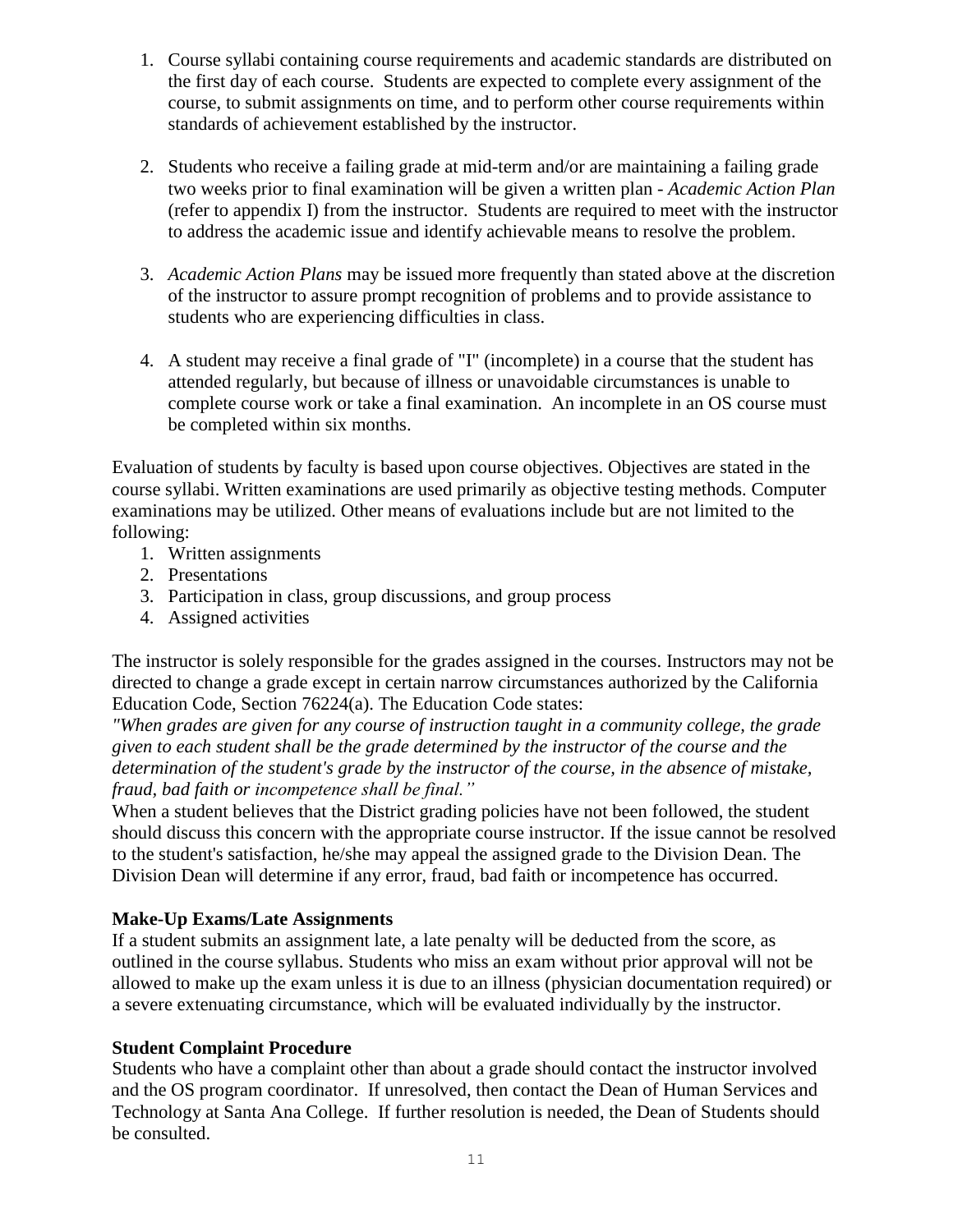1. Course syllabi containing course requirements and academic standards are distributed on the first day of each course. Students are expected to complete every assignment of the course, to submit assignments on time, and to perform other course requirements within standards of achievement established by the instructor.

2. Students who receive a failing grade at mid-term and/or are maintaining a failing grade two weeks prior to final examination will be given a written plan - *Academic Action Plan* (refer to appendix I) from the instructor. Students are required to meet with the instructor to address the academic issue and identify achievable means to resolve the problem.

3. *Academic Action Plans* may be issued more frequently than stated above at the discretion of the instructor to assure prompt recognition of problems and to provide assistance to students who are experiencing difficulties in class.

4. A student may receive a final grade of "I" (incomplete) in a course that the student has attended regularly, but because of illness or unavoidable circumstances is unable to complete course work or take a final examination. An incomplete in an OS course must be completed within six months.

Evaluation of students by faculty is based upon course objectives. Objectives are stated in the course syllabi. Written examinations are used primarily as objective testing methods. Computer examinations may be utilized. Other means of evaluations include but are not limited to the following:

1. Written assignments
2. Presentations
3. Participation in class, group discussions, and group process
4. Assigned activities

The instructor is solely responsible for the grades assigned in the courses. Instructors may not be directed to change a grade except in certain narrow circumstances authorized by the California Education Code, Section 76224(a). The Education Code states:
*"When grades are given for any course of instruction taught in a community college, the grade given to each student shall be the grade determined by the instructor of the course and the determination of the student's grade by the instructor of the course, in the absence of mistake, fraud, bad faith or incompetence shall be final."*
When a student believes that the District grading policies have not been followed, the student should discuss this concern with the appropriate course instructor. If the issue cannot be resolved to the student's satisfaction, he/she may appeal the assigned grade to the Division Dean. The Division Dean will determine if any error, fraud, bad faith or incompetence has occurred.

**Make-Up Exams/Late Assignments**
If a student submits an assignment late, a late penalty will be deducted from the score, as outlined in the course syllabus. Students who miss an exam without prior approval will not be allowed to make up the exam unless it is due to an illness (physician documentation required) or a severe extenuating circumstance, which will be evaluated individually by the instructor.

**Student Complaint Procedure**
Students who have a complaint other than about a grade should contact the instructor involved and the OS program coordinator. If unresolved, then contact the Dean of Human Services and Technology at Santa Ana College. If further resolution is needed, the Dean of Students should be consulted.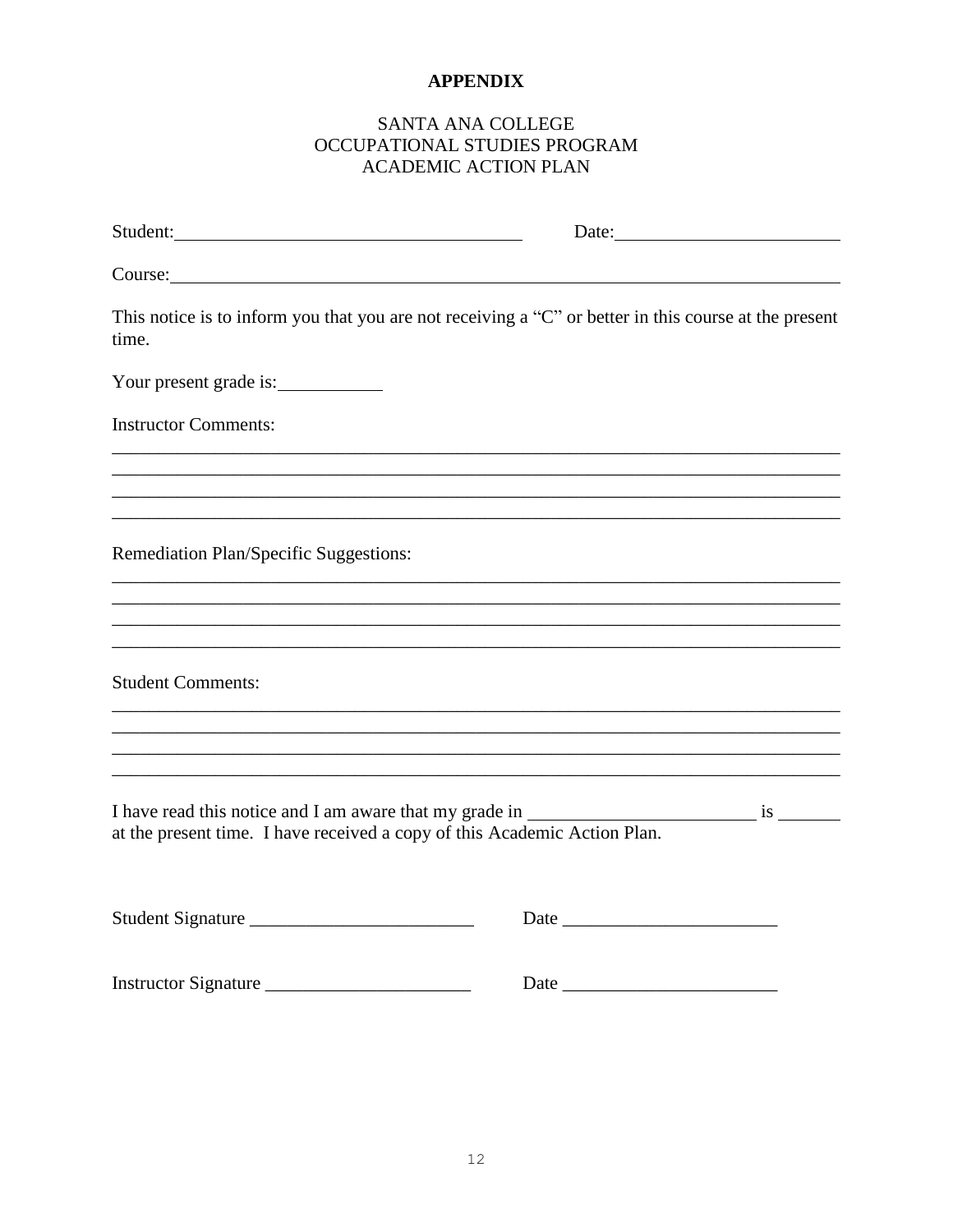**APPENDIX**

SANTA ANA COLLEGE
OCCUPATIONAL STUDIES PROGRAM
ACADEMIC ACTION PLAN

Student: ____________________________________ Date: ________________________

Course: ___________________________________________________________________

This notice is to inform you that you are not receiving a "C" or better in this course at the present time.

Your present grade is: ___________

Instructor Comments:

___________________________________________________________________________
___________________________________________________________________________
___________________________________________________________________________
___________________________________________________________________________

Remediation Plan/Specific Suggestions:

___________________________________________________________________________
___________________________________________________________________________
___________________________________________________________________________
___________________________________________________________________________

Student Comments:

___________________________________________________________________________
___________________________________________________________________________
___________________________________________________________________________
___________________________________________________________________________

I have read this notice and I am aware that my grade in ________________________ is _______ at the present time. I have received a copy of this Academic Action Plan.

Student Signature ________________________ Date _______________________

Instructor Signature ______________________ Date _______________________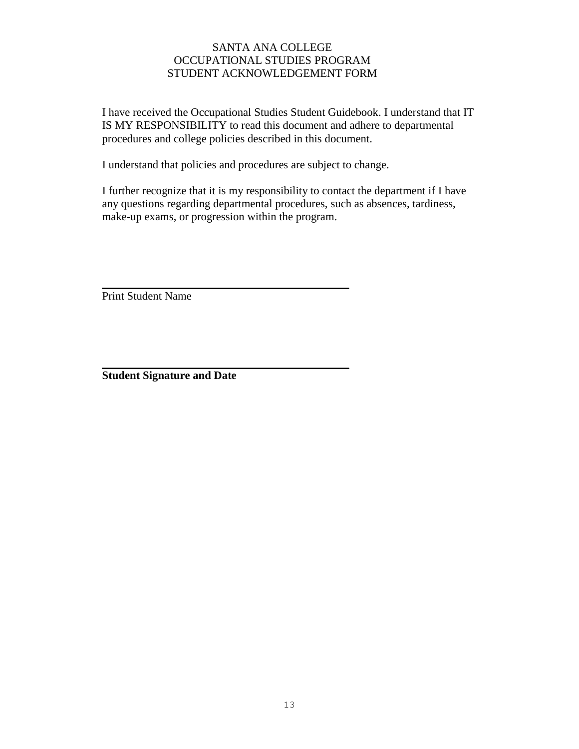# SANTA ANA COLLEGE
## OCCUPATIONAL STUDIES PROGRAM
## STUDENT ACKNOWLEDGEMENT FORM

I have received the Occupational Studies Student Guidebook. I understand that IT IS MY RESPONSIBILITY to read this document and adhere to departmental procedures and college policies described in this document.

I understand that policies and procedures are subject to change.

I further recognize that it is my responsibility to contact the department if I have any questions regarding departmental procedures, such as absences, tardiness, make-up exams, or progression within the program.

______________________________________________
Print Student Name

______________________________________________
**Student Signature and Date**